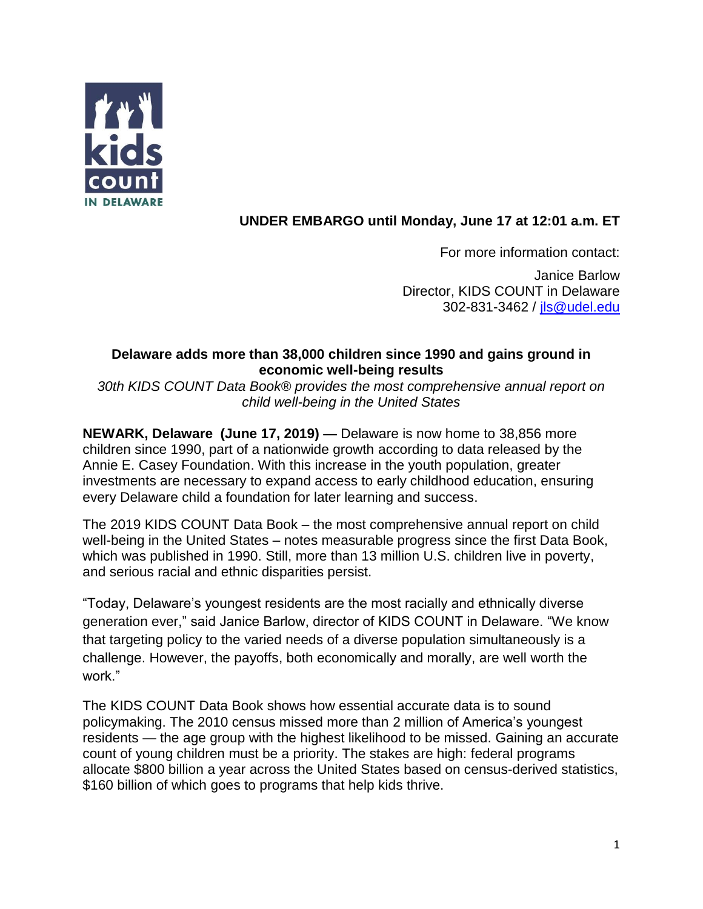**UNDER EMBARGO until Monday, June 17 at 12:01 a.m. ET**

For more information contact:

Janice Barlow
Director, KIDS COUNT in Delaware
302-831-3462 / jls@udel.edu

## Delaware adds more than 38,000 children since 1990 and gains ground in economic well-being results

*30th KIDS COUNT Data Book® provides the most comprehensive annual report on child well-being in the United States*

**NEWARK, Delaware (June 17, 2019) —** Delaware is now home to 38,856 more children since 1990, part of a nationwide growth according to data released by the Annie E. Casey Foundation. With this increase in the youth population, greater investments are necessary to expand access to early childhood education, ensuring every Delaware child a foundation for later learning and success.

The 2019 KIDS COUNT Data Book – the most comprehensive annual report on child well-being in the United States – notes measurable progress since the first Data Book, which was published in 1990. Still, more than 13 million U.S. children live in poverty, and serious racial and ethnic disparities persist.

"Today, Delaware's youngest residents are the most racially and ethnically diverse generation ever," said Janice Barlow, director of KIDS COUNT in Delaware. "We know that targeting policy to the varied needs of a diverse population simultaneously is a challenge. However, the payoffs, both economically and morally, are well worth the work."

The KIDS COUNT Data Book shows how essential accurate data is to sound policymaking. The 2010 census missed more than 2 million of America's youngest residents — the age group with the highest likelihood to be missed. Gaining an accurate count of young children must be a priority. The stakes are high: federal programs allocate $800 billion a year across the United States based on census-derived statistics, $160 billion of which goes to programs that help kids thrive.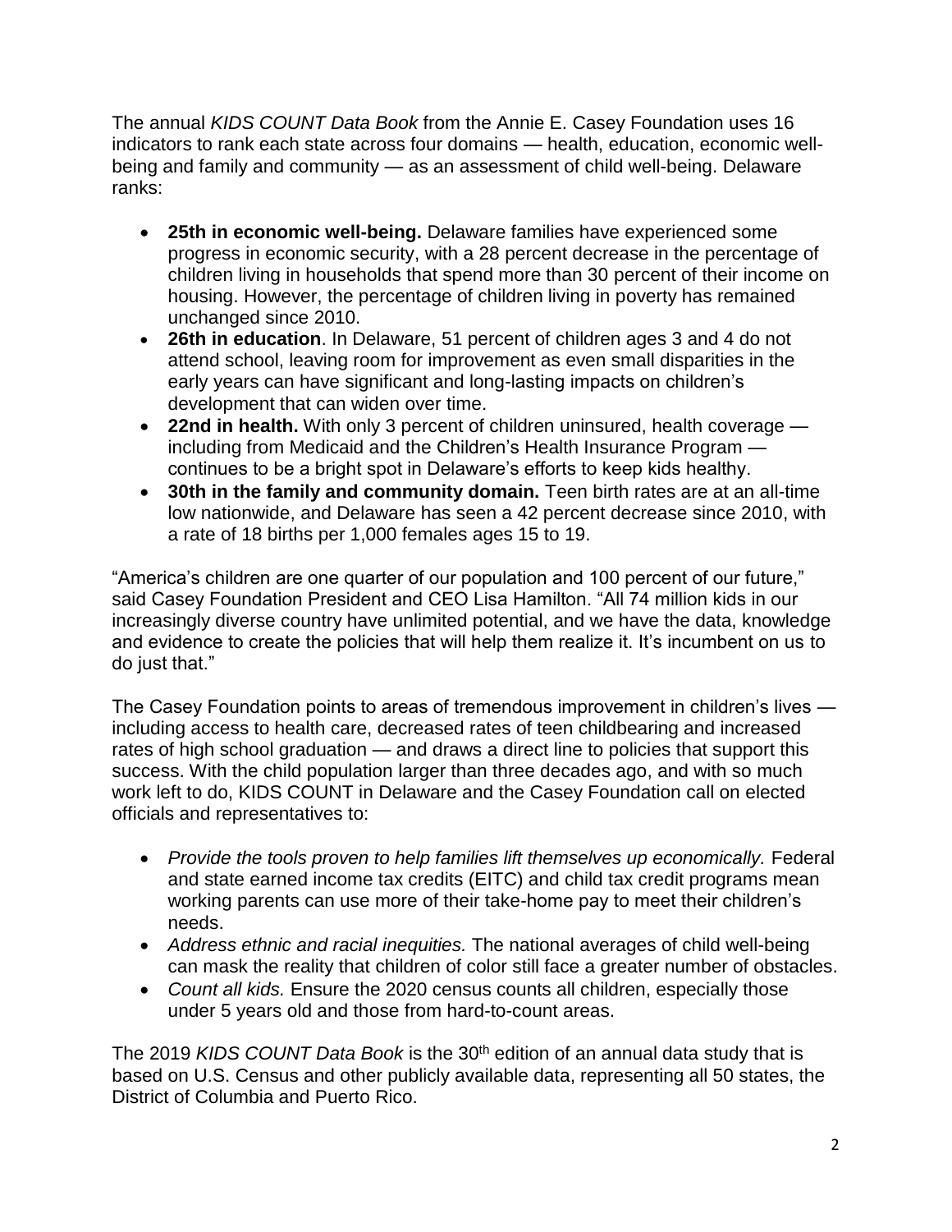The annual *KIDS COUNT Data Book* from the Annie E. Casey Foundation uses 16 indicators to rank each state across four domains — health, education, economic well-being and family and community — as an assessment of child well-being. Delaware ranks:

- **25th in economic well-being.** Delaware families have experienced some progress in economic security, with a 28 percent decrease in the percentage of children living in households that spend more than 30 percent of their income on housing. However, the percentage of children living in poverty has remained unchanged since 2010.
- **26th in education**. In Delaware, 51 percent of children ages 3 and 4 do not attend school, leaving room for improvement as even small disparities in the early years can have significant and long-lasting impacts on children's development that can widen over time.
- **22nd in health.** With only 3 percent of children uninsured, health coverage — including from Medicaid and the Children's Health Insurance Program — continues to be a bright spot in Delaware's efforts to keep kids healthy.
- **30th in the family and community domain.** Teen birth rates are at an all-time low nationwide, and Delaware has seen a 42 percent decrease since 2010, with a rate of 18 births per 1,000 females ages 15 to 19.

"America's children are one quarter of our population and 100 percent of our future," said Casey Foundation President and CEO Lisa Hamilton. "All 74 million kids in our increasingly diverse country have unlimited potential, and we have the data, knowledge and evidence to create the policies that will help them realize it. It's incumbent on us to do just that."

The Casey Foundation points to areas of tremendous improvement in children's lives — including access to health care, decreased rates of teen childbearing and increased rates of high school graduation — and draws a direct line to policies that support this success. With the child population larger than three decades ago, and with so much work left to do, KIDS COUNT in Delaware and the Casey Foundation call on elected officials and representatives to:

- *Provide the tools proven to help families lift themselves up economically.* Federal and state earned income tax credits (EITC) and child tax credit programs mean working parents can use more of their take-home pay to meet their children's needs.
- *Address ethnic and racial inequities.* The national averages of child well-being can mask the reality that children of color still face a greater number of obstacles.
- *Count all kids.* Ensure the 2020 census counts all children, especially those under 5 years old and those from hard-to-count areas.

The 2019 *KIDS COUNT Data Book* is the 30th edition of an annual data study that is based on U.S. Census and other publicly available data, representing all 50 states, the District of Columbia and Puerto Rico.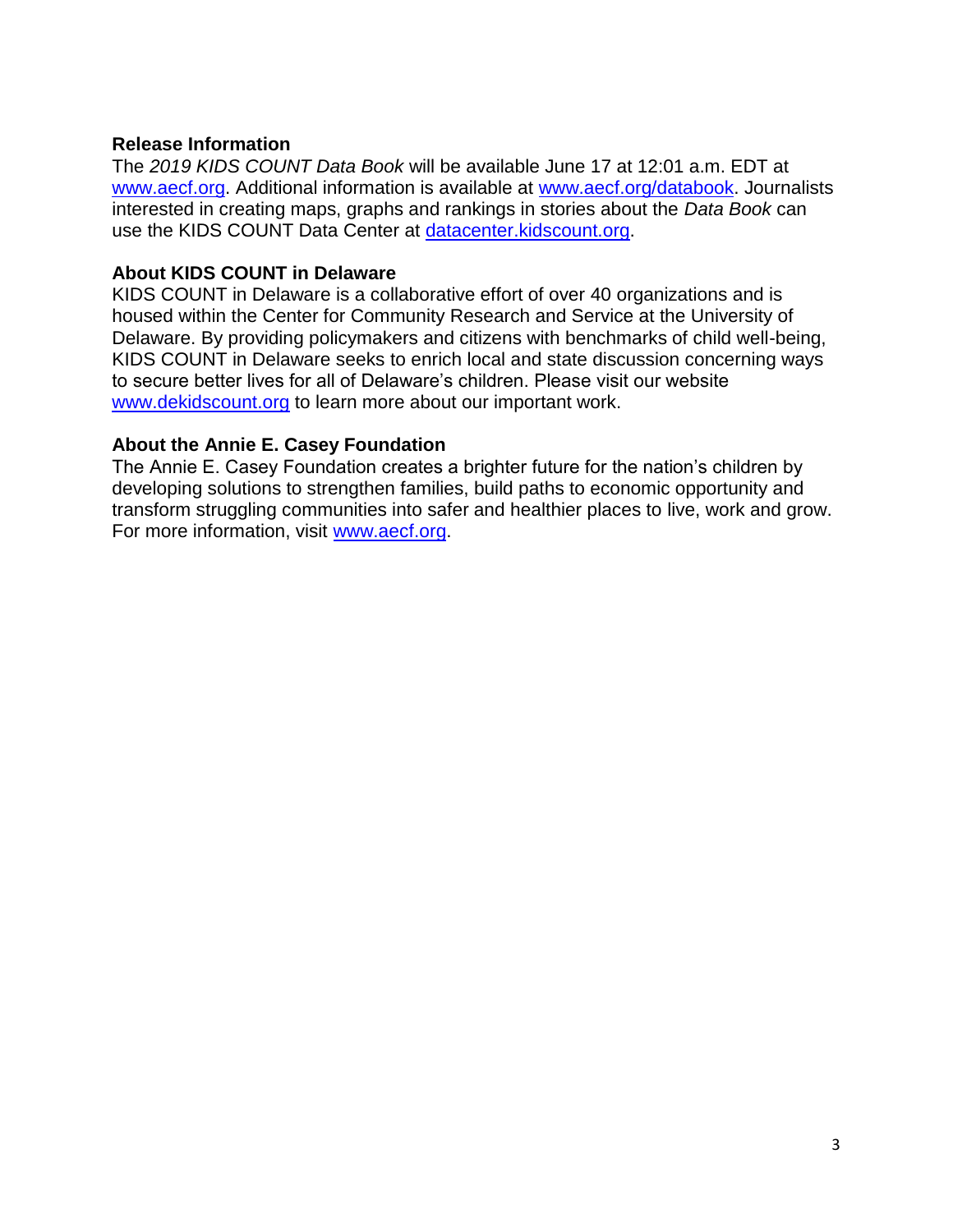**Release Information**

The *2019 KIDS COUNT Data Book* will be available June 17 at 12:01 a.m. EDT at www.aecf.org. Additional information is available at www.aecf.org/databook. Journalists interested in creating maps, graphs and rankings in stories about the *Data Book* can use the KIDS COUNT Data Center at datacenter.kidscount.org.

**About KIDS COUNT in Delaware**

KIDS COUNT in Delaware is a collaborative effort of over 40 organizations and is housed within the Center for Community Research and Service at the University of Delaware. By providing policymakers and citizens with benchmarks of child well-being, KIDS COUNT in Delaware seeks to enrich local and state discussion concerning ways to secure better lives for all of Delaware's children. Please visit our website www.dekidscount.org to learn more about our important work.

**About the Annie E. Casey Foundation**

The Annie E. Casey Foundation creates a brighter future for the nation's children by developing solutions to strengthen families, build paths to economic opportunity and transform struggling communities into safer and healthier places to live, work and grow. For more information, visit www.aecf.org.